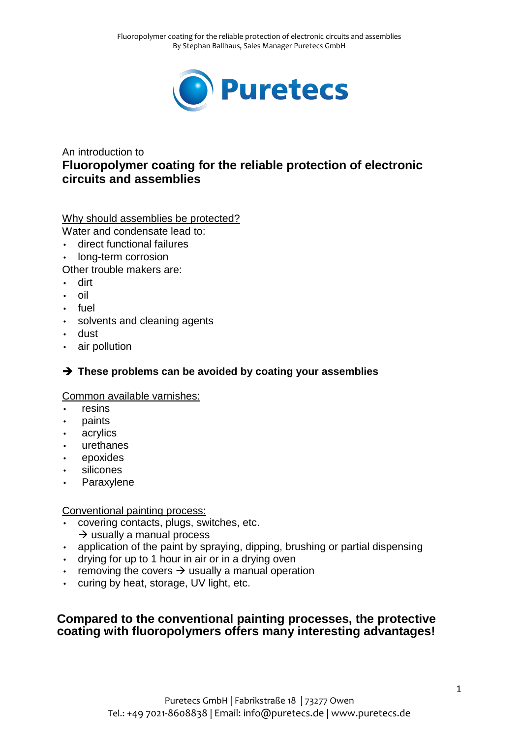An introduction to

# Fluoropolymer coating for the reliable protection of electronic circuits and assemblies

Why should assemblies be protected?

Water and condensate lead to:

- direct functional failures
- long-term corrosion

Other trouble makers are:

- dirt
- oil
- fuel
- solvents and cleaning agents
- dust
- air pollution

**→ These problems can be avoided by coating your assemblies**

Common available varnishes:

- resins
- paints
- acrylics
- urethanes
- epoxides
- silicones
- Paraxylene

Conventional painting process:

- covering contacts, plugs, switches, etc.
  → usually a manual process
- application of the paint by spraying, dipping, brushing or partial dispensing
- drying for up to 1 hour in air or in a drying oven
- removing the covers → usually a manual operation
- curing by heat, storage, UV light, etc.

**Compared to the conventional painting processes, the protective coating with fluoropolymers offers many interesting advantages!**

Puretecs GmbH | Fabrikstraße 18 | 73277 Owen
Tel.: +49 7021-8608838 | Email: info@puretecs.de | www.puretecs.de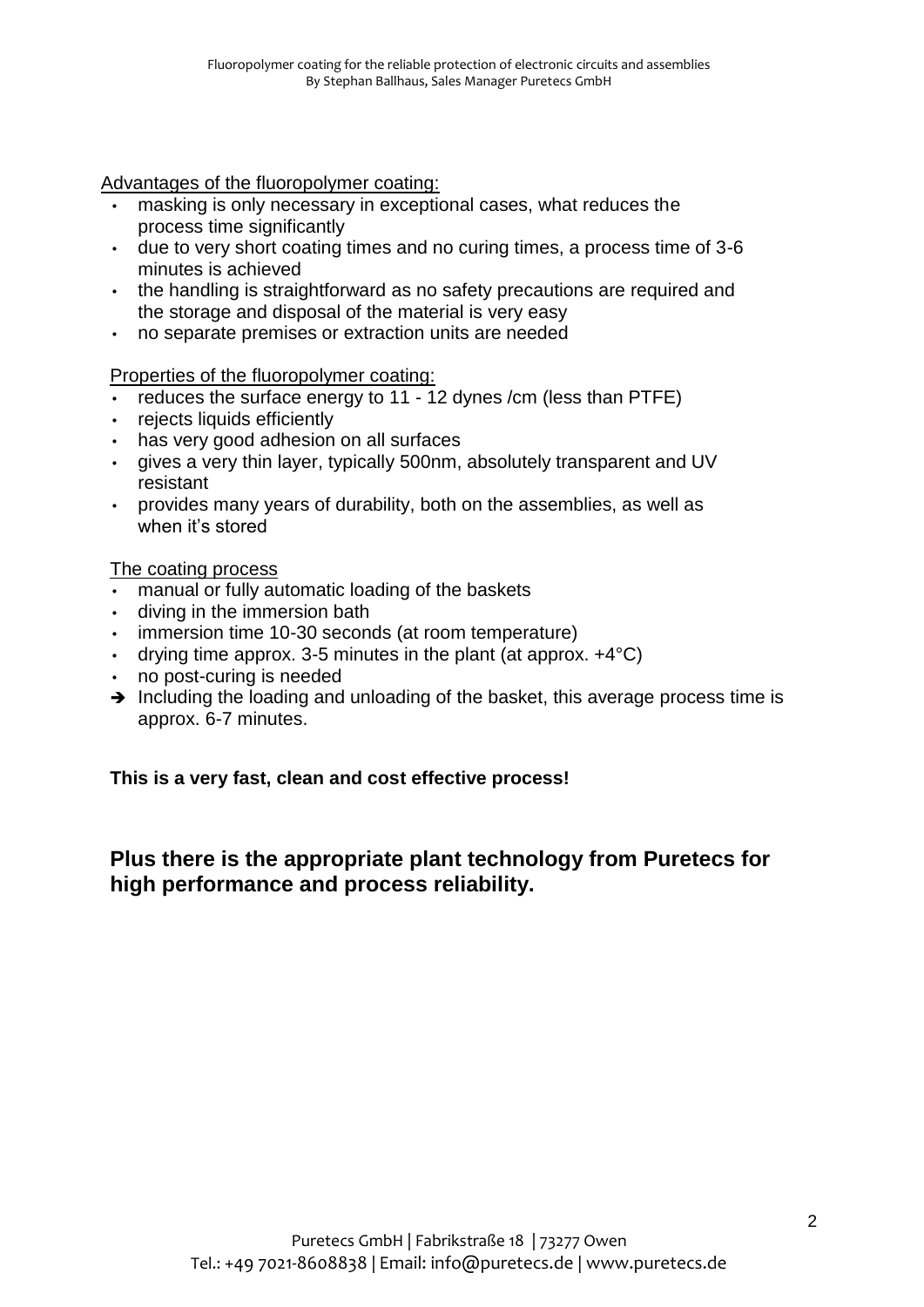Advantages of the fluoropolymer coating:

- masking is only necessary in exceptional cases, what reduces the process time significantly
- due to very short coating times and no curing times, a process time of 3-6 minutes is achieved
- the handling is straightforward as no safety precautions are required and the storage and disposal of the material is very easy
- no separate premises or extraction units are needed

Properties of the fluoropolymer coating:

- reduces the surface energy to 11 - 12 dynes /cm (less than PTFE)
- rejects liquids efficiently
- has very good adhesion on all surfaces
- gives a very thin layer, typically 500nm, absolutely transparent and UV resistant
- provides many years of durability, both on the assemblies, as well as when it's stored

The coating process

- manual or fully automatic loading of the baskets
- diving in the immersion bath
- immersion time 10-30 seconds (at room temperature)
- drying time approx. 3-5 minutes in the plant (at approx. +4°C)
- no post-curing is needed

➔ Including the loading and unloading of the basket, this average process time is approx. 6-7 minutes.

**This is a very fast, clean and cost effective process!**

**Plus there is the appropriate plant technology from Puretecs for high performance and process reliability.**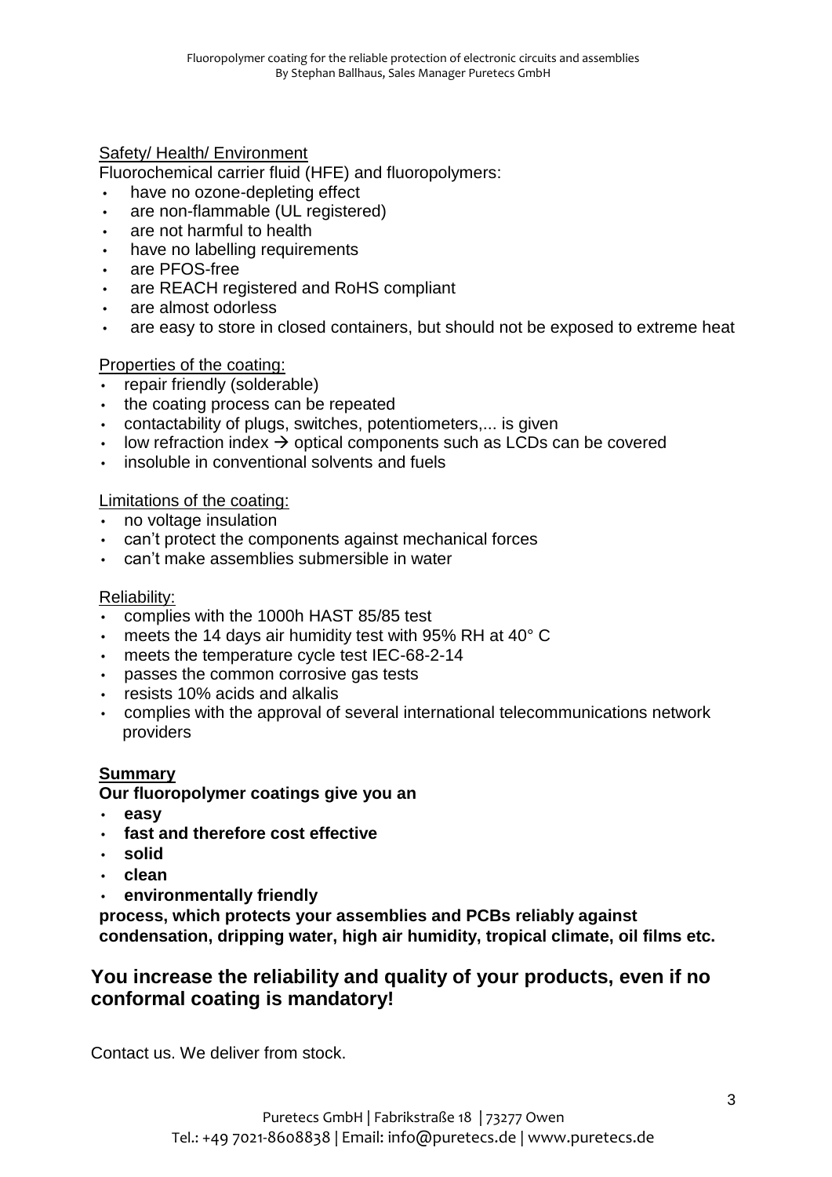Safety/ Health/ Environment

Fluorochemical carrier fluid (HFE) and fluoropolymers:

- have no ozone-depleting effect
- are non-flammable (UL registered)
- are not harmful to health
- have no labelling requirements
- are PFOS-free
- are REACH registered and RoHS compliant
- are almost odorless
- are easy to store in closed containers, but should not be exposed to extreme heat

Properties of the coating:

- repair friendly (solderable)
- the coating process can be repeated
- contactability of plugs, switches, potentiometers,... is given
- low refraction index → optical components such as LCDs can be covered
- insoluble in conventional solvents and fuels

Limitations of the coating:

- no voltage insulation
- can't protect the components against mechanical forces
- can't make assemblies submersible in water

Reliability:

- complies with the 1000h HAST 85/85 test
- meets the 14 days air humidity test with 95% RH at 40° C
- meets the temperature cycle test IEC-68-2-14
- passes the common corrosive gas tests
- resists 10% acids and alkalis
- complies with the approval of several international telecommunications network providers

**Summary**

**Our fluoropolymer coatings give you an**

- **easy**
- **fast and therefore cost effective**
- **solid**
- **clean**
- **environmentally friendly**

**process, which protects your assemblies and PCBs reliably against condensation, dripping water, high air humidity, tropical climate, oil films etc.**

## You increase the reliability and quality of your products, even if no conformal coating is mandatory!

Contact us. We deliver from stock.

Puretecs GmbH | Fabrikstraße 18 | 73277 Owen
Tel.: +49 7021-8608838 | Email: info@puretecs.de | www.puretecs.de